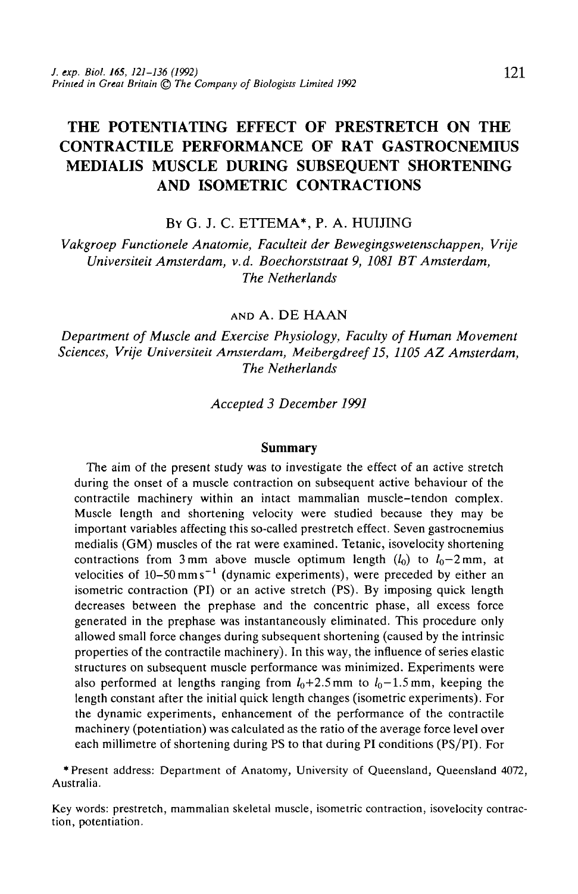# THE POTENTIATING EFFECT OF PRESTRETCH ON THE CONTRACTILE PERFORMANCE OF RAT GASTROCNEMIUS MEDIALIS MUSCLE DURING SUBSEQUENT SHORTENING AND ISOMETRIC CONTRACTIONS

By G. J. C. ETTEMA*, P. A. HUIJING

*Vakgroep Functionele Anatomie, Faculteit der Bewegingswetenschappen, Vrije Universiteit Amsterdam, v.d. Boechorststraat 9, 1081 BT Amsterdam, The Netherlands*

AND A. DE HAAN

*Department of Muscle and Exercise Physiology, Faculty of Human Movement Sciences, Vrije Universiteit Amsterdam, Meibergdreef 15, 1105 AZ Amsterdam, The Netherlands*

*Accepted 3 December 1991*

## Summary

The aim of the present study was to investigate the effect of an active stretch during the onset of a muscle contraction on subsequent active behaviour of the contractile machinery within an intact mammalian muscle–tendon complex. Muscle length and shortening velocity were studied because they may be important variables affecting this so-called prestretch effect. Seven gastrocnemius medialis (GM) muscles of the rat were examined. Tetanic, isovelocity shortening contractions from 3 mm above muscle optimum length ($l_0$) to $l_0-2$ mm, at velocities of 10–50 mm s$^{-1}$ (dynamic experiments), were preceded by either an isometric contraction (PI) or an active stretch (PS). By imposing quick length decreases between the prephase and the concentric phase, all excess force generated in the prephase was instantaneously eliminated. This procedure only allowed small force changes during subsequent shortening (caused by the intrinsic properties of the contractile machinery). In this way, the influence of series elastic structures on subsequent muscle performance was minimized. Experiments were also performed at lengths ranging from $l_0+2.5$ mm to $l_0-1.5$ mm, keeping the length constant after the initial quick length changes (isometric experiments). For the dynamic experiments, enhancement of the performance of the contractile machinery (potentiation) was calculated as the ratio of the average force level over each millimetre of shortening during PS to that during PI conditions (PS/PI). For

*Present address: Department of Anatomy, University of Queensland, Queensland 4072, Australia.

Key words: prestretch, mammalian skeletal muscle, isometric contraction, isovelocity contraction, potentiation.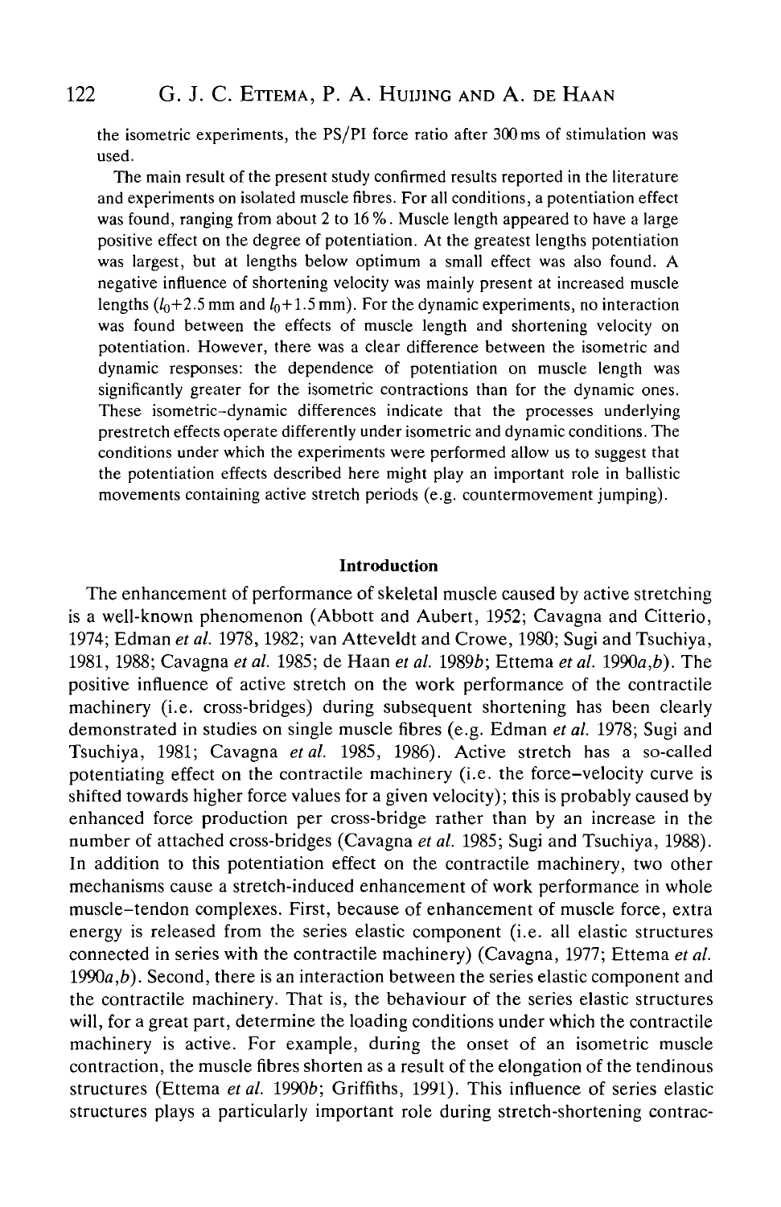the isometric experiments, the PS/PI force ratio after 300 ms of stimulation was used.

The main result of the present study confirmed results reported in the literature and experiments on isolated muscle fibres. For all conditions, a potentiation effect was found, ranging from about 2 to 16 %. Muscle length appeared to have a large positive effect on the degree of potentiation. At the greatest lengths potentiation was largest, but at lengths below optimum a small effect was also found. A negative influence of shortening velocity was mainly present at increased muscle lengths ($l_0$+2.5 mm and $l_0$+1.5 mm). For the dynamic experiments, no interaction was found between the effects of muscle length and shortening velocity on potentiation. However, there was a clear difference between the isometric and dynamic responses: the dependence of potentiation on muscle length was significantly greater for the isometric contractions than for the dynamic ones. These isometric–dynamic differences indicate that the processes underlying prestretch effects operate differently under isometric and dynamic conditions. The conditions under which the experiments were performed allow us to suggest that the potentiation effects described here might play an important role in ballistic movements containing active stretch periods (e.g. countermovement jumping).

## Introduction

The enhancement of performance of skeletal muscle caused by active stretching is a well-known phenomenon (Abbott and Aubert, 1952; Cavagna and Citterio, 1974; Edman *et al.* 1978, 1982; van Atteveldt and Crowe, 1980; Sugi and Tsuchiya, 1981, 1988; Cavagna *et al.* 1985; de Haan *et al.* 1989*b*; Ettema *et al.* 1990*a*,*b*). The positive influence of active stretch on the work performance of the contractile machinery (i.e. cross-bridges) during subsequent shortening has been clearly demonstrated in studies on single muscle fibres (e.g. Edman *et al.* 1978; Sugi and Tsuchiya, 1981; Cavagna *et al.* 1985, 1986). Active stretch has a so-called potentiating effect on the contractile machinery (i.e. the force–velocity curve is shifted towards higher force values for a given velocity); this is probably caused by enhanced force production per cross-bridge rather than by an increase in the number of attached cross-bridges (Cavagna *et al.* 1985; Sugi and Tsuchiya, 1988). In addition to this potentiation effect on the contractile machinery, two other mechanisms cause a stretch-induced enhancement of work performance in whole muscle–tendon complexes. First, because of enhancement of muscle force, extra energy is released from the series elastic component (i.e. all elastic structures connected in series with the contractile machinery) (Cavagna, 1977; Ettema *et al.* 1990*a*,*b*). Second, there is an interaction between the series elastic component and the contractile machinery. That is, the behaviour of the series elastic structures will, for a great part, determine the loading conditions under which the contractile machinery is active. For example, during the onset of an isometric muscle contraction, the muscle fibres shorten as a result of the elongation of the tendinous structures (Ettema *et al.* 1990*b*; Griffiths, 1991). This influence of series elastic structures plays a particularly important role during stretch-shortening contrac-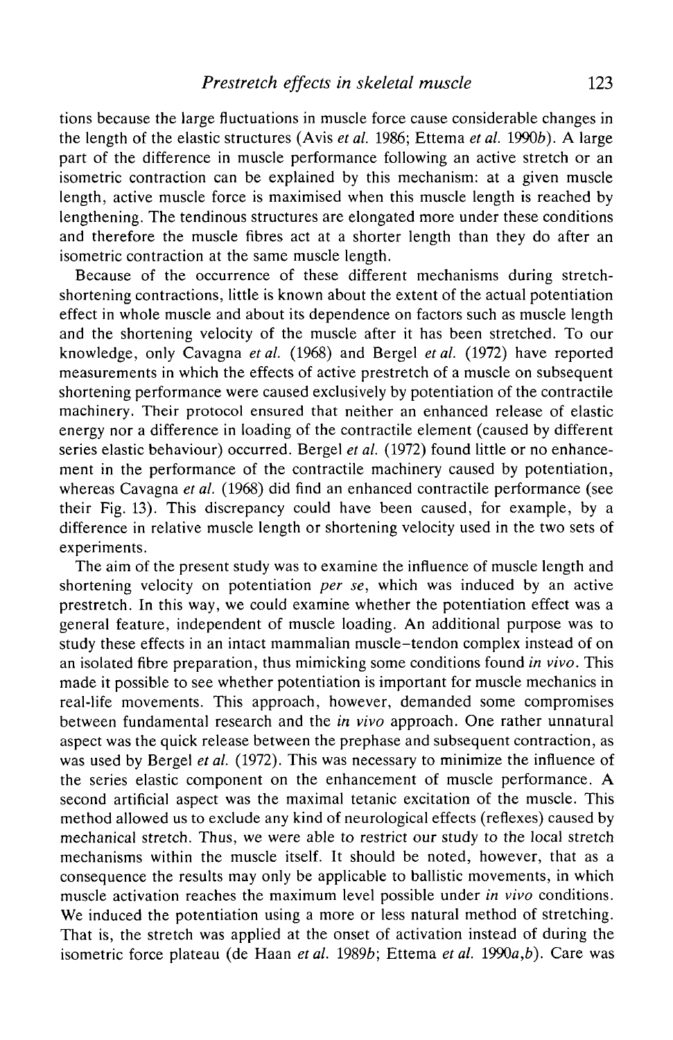tions because the large fluctuations in muscle force cause considerable changes in the length of the elastic structures (Avis *et al.* 1986; Ettema *et al.* 1990*b*). A large part of the difference in muscle performance following an active stretch or an isometric contraction can be explained by this mechanism: at a given muscle length, active muscle force is maximised when this muscle length is reached by lengthening. The tendinous structures are elongated more under these conditions and therefore the muscle fibres act at a shorter length than they do after an isometric contraction at the same muscle length.

Because of the occurrence of these different mechanisms during stretch-shortening contractions, little is known about the extent of the actual potentiation effect in whole muscle and about its dependence on factors such as muscle length and the shortening velocity of the muscle after it has been stretched. To our knowledge, only Cavagna *et al.* (1968) and Bergel *et al.* (1972) have reported measurements in which the effects of active prestretch of a muscle on subsequent shortening performance were caused exclusively by potentiation of the contractile machinery. Their protocol ensured that neither an enhanced release of elastic energy nor a difference in loading of the contractile element (caused by different series elastic behaviour) occurred. Bergel *et al.* (1972) found little or no enhancement in the performance of the contractile machinery caused by potentiation, whereas Cavagna *et al.* (1968) did find an enhanced contractile performance (see their Fig. 13). This discrepancy could have been caused, for example, by a difference in relative muscle length or shortening velocity used in the two sets of experiments.

The aim of the present study was to examine the influence of muscle length and shortening velocity on potentiation *per se*, which was induced by an active prestretch. In this way, we could examine whether the potentiation effect was a general feature, independent of muscle loading. An additional purpose was to study these effects in an intact mammalian muscle–tendon complex instead of on an isolated fibre preparation, thus mimicking some conditions found *in vivo*. This made it possible to see whether potentiation is important for muscle mechanics in real-life movements. This approach, however, demanded some compromises between fundamental research and the *in vivo* approach. One rather unnatural aspect was the quick release between the prephase and subsequent contraction, as was used by Bergel *et al.* (1972). This was necessary to minimize the influence of the series elastic component on the enhancement of muscle performance. A second artificial aspect was the maximal tetanic excitation of the muscle. This method allowed us to exclude any kind of neurological effects (reflexes) caused by mechanical stretch. Thus, we were able to restrict our study to the local stretch mechanisms within the muscle itself. It should be noted, however, that as a consequence the results may only be applicable to ballistic movements, in which muscle activation reaches the maximum level possible under *in vivo* conditions. We induced the potentiation using a more or less natural method of stretching. That is, the stretch was applied at the onset of activation instead of during the isometric force plateau (de Haan *et al.* 1989*b*; Ettema *et al.* 1990*a*,*b*). Care was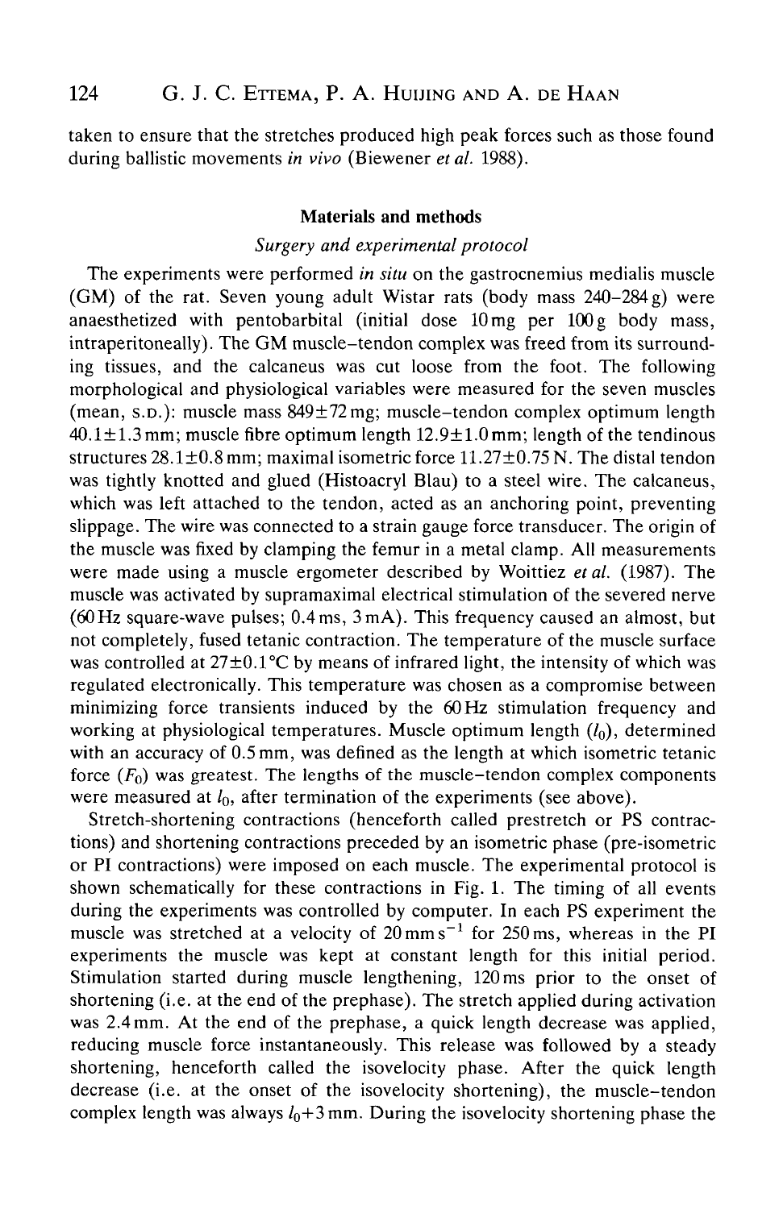taken to ensure that the stretches produced high peak forces such as those found during ballistic movements *in vivo* (Biewener *et al.* 1988).

## Materials and methods

### *Surgery and experimental protocol*

The experiments were performed *in situ* on the gastrocnemius medialis muscle (GM) of the rat. Seven young adult Wistar rats (body mass 240–284 g) were anaesthetized with pentobarbital (initial dose 10 mg per 100 g body mass, intraperitoneally). The GM muscle–tendon complex was freed from its surrounding tissues, and the calcaneus was cut loose from the foot. The following morphological and physiological variables were measured for the seven muscles (mean, S.D.): muscle mass 849±72 mg; muscle–tendon complex optimum length 40.1±1.3 mm; muscle fibre optimum length 12.9±1.0 mm; length of the tendinous structures 28.1±0.8 mm; maximal isometric force 11.27±0.75 N. The distal tendon was tightly knotted and glued (Histoacryl Blau) to a steel wire. The calcaneus, which was left attached to the tendon, acted as an anchoring point, preventing slippage. The wire was connected to a strain gauge force transducer. The origin of the muscle was fixed by clamping the femur in a metal clamp. All measurements were made using a muscle ergometer described by Woittiez *et al.* (1987). The muscle was activated by supramaximal electrical stimulation of the severed nerve (60 Hz square-wave pulses; 0.4 ms, 3 mA). This frequency caused an almost, but not completely, fused tetanic contraction. The temperature of the muscle surface was controlled at 27±0.1 °C by means of infrared light, the intensity of which was regulated electronically. This temperature was chosen as a compromise between minimizing force transients induced by the 60 Hz stimulation frequency and working at physiological temperatures. Muscle optimum length ($l_0$), determined with an accuracy of 0.5 mm, was defined as the length at which isometric tetanic force ($F_0$) was greatest. The lengths of the muscle–tendon complex components were measured at $l_0$, after termination of the experiments (see above).

Stretch-shortening contractions (henceforth called prestretch or PS contractions) and shortening contractions preceded by an isometric phase (pre-isometric or PI contractions) were imposed on each muscle. The experimental protocol is shown schematically for these contractions in Fig. 1. The timing of all events during the experiments was controlled by computer. In each PS experiment the muscle was stretched at a velocity of $20\,\mathrm{mm\,s^{-1}}$ for 250 ms, whereas in the PI experiments the muscle was kept at constant length for this initial period. Stimulation started during muscle lengthening, 120 ms prior to the onset of shortening (i.e. at the end of the prephase). The stretch applied during activation was 2.4 mm. At the end of the prephase, a quick length decrease was applied, reducing muscle force instantaneously. This release was followed by a steady shortening, henceforth called the isovelocity phase. After the quick length decrease (i.e. at the onset of the isovelocity shortening), the muscle–tendon complex length was always $l_0$+3 mm. During the isovelocity shortening phase the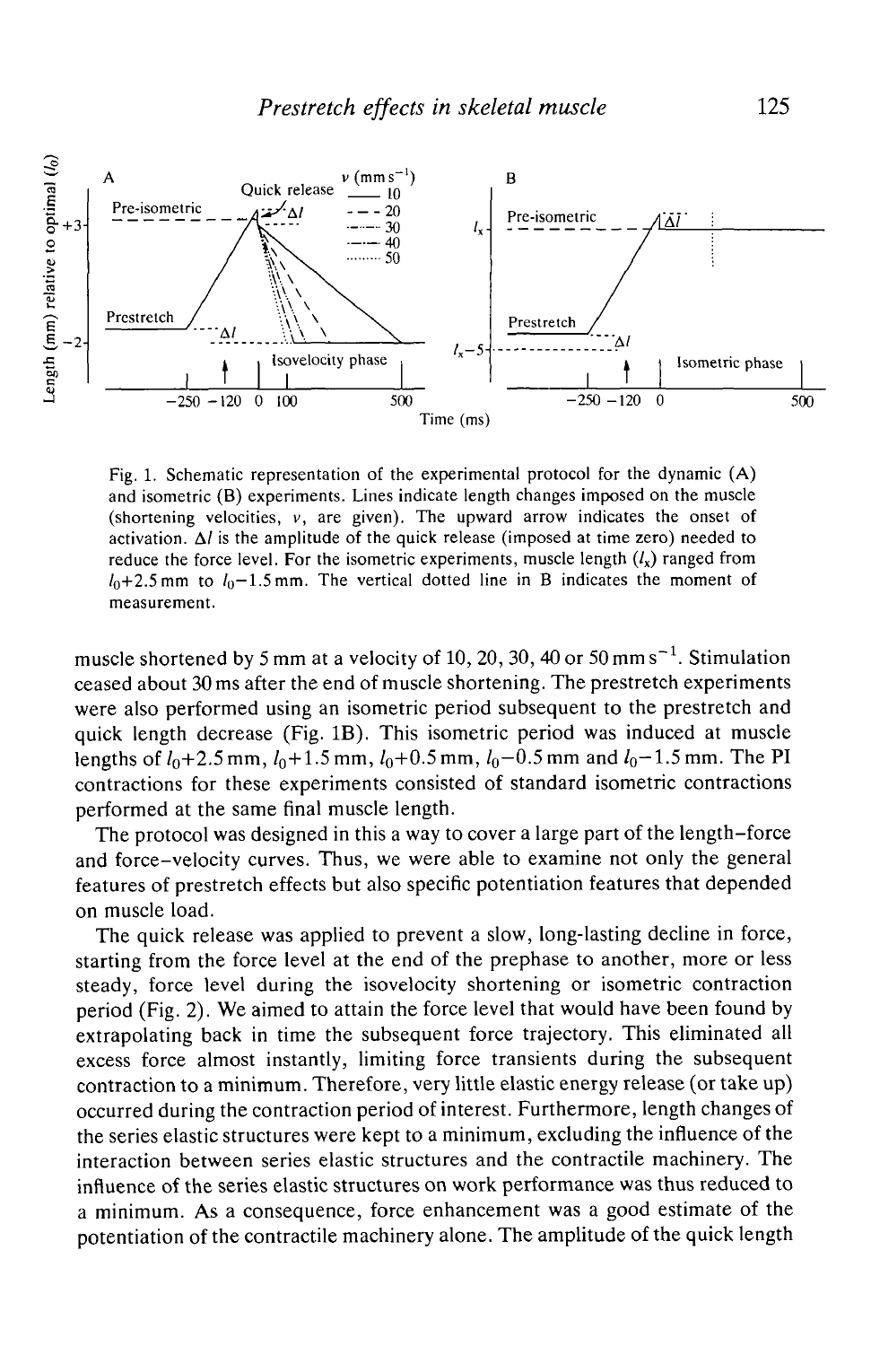Fig. 1. Schematic representation of the experimental protocol for the dynamic (A) and isometric (B) experiments. Lines indicate length changes imposed on the muscle (shortening velocities, $v$, are given). The upward arrow indicates the onset of activation. $\Delta l$ is the amplitude of the quick release (imposed at time zero) needed to reduce the force level. For the isometric experiments, muscle length ($l_x$) ranged from $l_0$+2.5 mm to $l_0$−1.5 mm. The vertical dotted line in B indicates the moment of measurement.

muscle shortened by 5 mm at a velocity of 10, 20, 30, 40 or 50 mm s$^{-1}$. Stimulation ceased about 30 ms after the end of muscle shortening. The prestretch experiments were also performed using an isometric period subsequent to the prestretch and quick length decrease (Fig. 1B). This isometric period was induced at muscle lengths of $l_0$+2.5 mm, $l_0$+1.5 mm, $l_0$+0.5 mm, $l_0$−0.5 mm and $l_0$−1.5 mm. The PI contractions for these experiments consisted of standard isometric contractions performed at the same final muscle length.

The protocol was designed in this a way to cover a large part of the length–force and force–velocity curves. Thus, we were able to examine not only the general features of prestretch effects but also specific potentiation features that depended on muscle load.

The quick release was applied to prevent a slow, long-lasting decline in force, starting from the force level at the end of the prephase to another, more or less steady, force level during the isovelocity shortening or isometric contraction period (Fig. 2). We aimed to attain the force level that would have been found by extrapolating back in time the subsequent force trajectory. This eliminated all excess force almost instantly, limiting force transients during the subsequent contraction to a minimum. Therefore, very little elastic energy release (or take up) occurred during the contraction period of interest. Furthermore, length changes of the series elastic structures were kept to a minimum, excluding the influence of the interaction between series elastic structures and the contractile machinery. The influence of the series elastic structures on work performance was thus reduced to a minimum. As a consequence, force enhancement was a good estimate of the potentiation of the contractile machinery alone. The amplitude of the quick length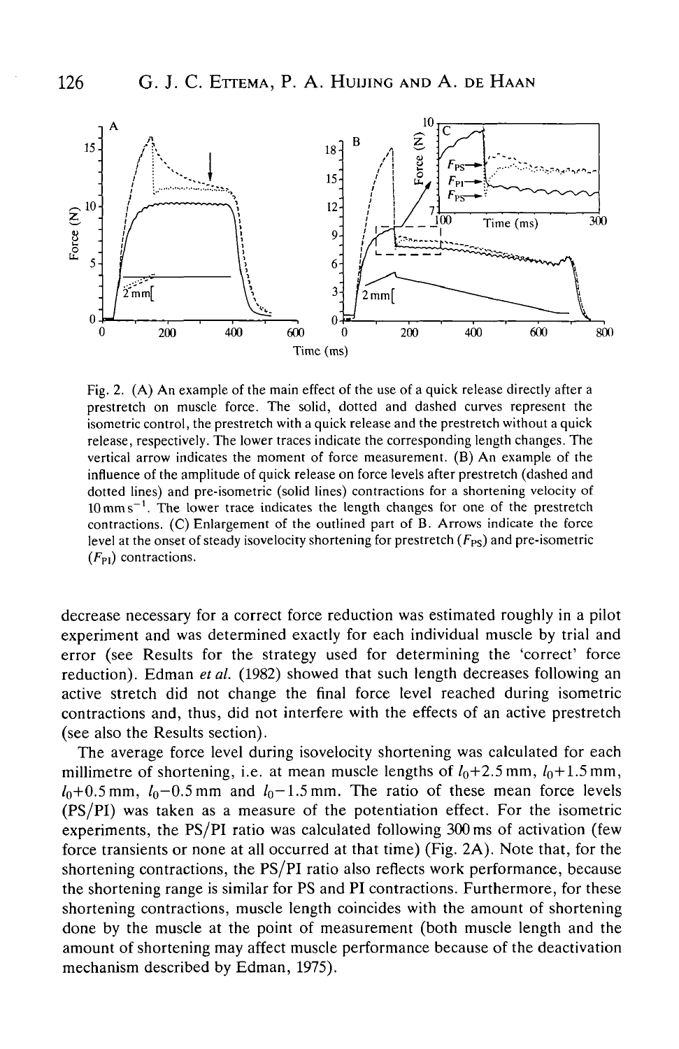Fig. 2. (A) An example of the main effect of the use of a quick release directly after a prestretch on muscle force. The solid, dotted and dashed curves represent the isometric control, the prestretch with a quick release and the prestretch without a quick release, respectively. The lower traces indicate the corresponding length changes. The vertical arrow indicates the moment of force measurement. (B) An example of the influence of the amplitude of quick release on force levels after prestretch (dashed and dotted lines) and pre-isometric (solid lines) contractions for a shortening velocity of $10\,\mathrm{mm\,s^{-1}}$. The lower trace indicates the length changes for one of the prestretch contractions. (C) Enlargement of the outlined part of B. Arrows indicate the force level at the onset of steady isovelocity shortening for prestretch ($F_{PS}$) and pre-isometric ($F_{PI}$) contractions.

decrease necessary for a correct force reduction was estimated roughly in a pilot experiment and was determined exactly for each individual muscle by trial and error (see Results for the strategy used for determining the 'correct' force reduction). Edman *et al.* (1982) showed that such length decreases following an active stretch did not change the final force level reached during isometric contractions and, thus, did not interfere with the effects of an active prestretch (see also the Results section).

The average force level during isovelocity shortening was calculated for each millimetre of shortening, i.e. at mean muscle lengths of $l_0$+2.5 mm, $l_0$+1.5 mm, $l_0$+0.5 mm, $l_0$−0.5 mm and $l_0$−1.5 mm. The ratio of these mean force levels (PS/PI) was taken as a measure of the potentiation effect. For the isometric experiments, the PS/PI ratio was calculated following 300 ms of activation (few force transients or none at all occurred at that time) (Fig. 2A). Note that, for the shortening contractions, the PS/PI ratio also reflects work performance, because the shortening range is similar for PS and PI contractions. Furthermore, for these shortening contractions, muscle length coincides with the amount of shortening done by the muscle at the point of measurement (both muscle length and the amount of shortening may affect muscle performance because of the deactivation mechanism described by Edman, 1975).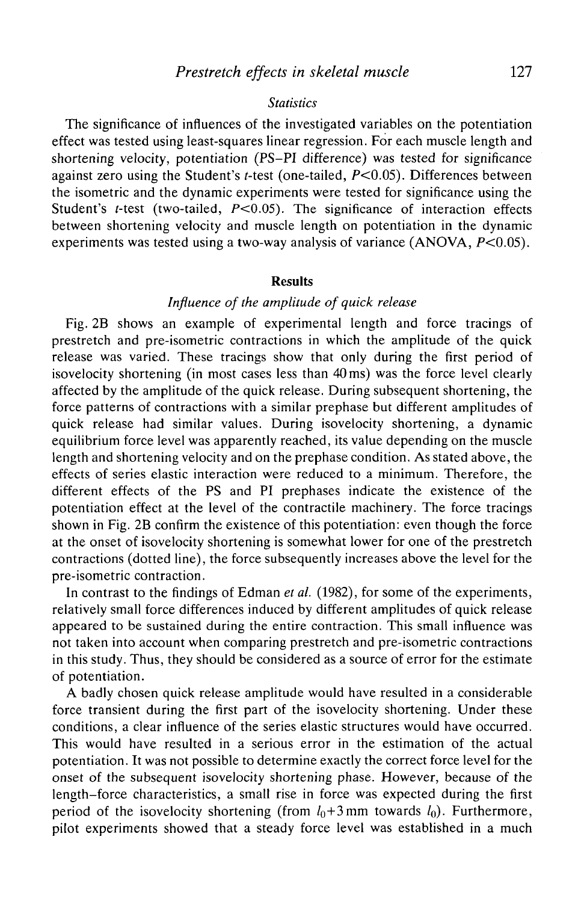### *Statistics*

The significance of influences of the investigated variables on the potentiation effect was tested using least-squares linear regression. For each muscle length and shortening velocity, potentiation (PS–PI difference) was tested for significance against zero using the Student's *t*-test (one-tailed, $P<0.05$). Differences between the isometric and the dynamic experiments were tested for significance using the Student's *t*-test (two-tailed, $P<0.05$). The significance of interaction effects between shortening velocity and muscle length on potentiation in the dynamic experiments was tested using a two-way analysis of variance (ANOVA, $P<0.05$).

## Results

### *Influence of the amplitude of quick release*

Fig. 2B shows an example of experimental length and force tracings of prestretch and pre-isometric contractions in which the amplitude of the quick release was varied. These tracings show that only during the first period of isovelocity shortening (in most cases less than 40 ms) was the force level clearly affected by the amplitude of the quick release. During subsequent shortening, the force patterns of contractions with a similar prephase but different amplitudes of quick release had similar values. During isovelocity shortening, a dynamic equilibrium force level was apparently reached, its value depending on the muscle length and shortening velocity and on the prephase condition. As stated above, the effects of series elastic interaction were reduced to a minimum. Therefore, the different effects of the PS and PI prephases indicate the existence of the potentiation effect at the level of the contractile machinery. The force tracings shown in Fig. 2B confirm the existence of this potentiation: even though the force at the onset of isovelocity shortening is somewhat lower for one of the prestretch contractions (dotted line), the force subsequently increases above the level for the pre-isometric contraction.

In contrast to the findings of Edman *et al.* (1982), for some of the experiments, relatively small force differences induced by different amplitudes of quick release appeared to be sustained during the entire contraction. This small influence was not taken into account when comparing prestretch and pre-isometric contractions in this study. Thus, they should be considered as a source of error for the estimate of potentiation.

A badly chosen quick release amplitude would have resulted in a considerable force transient during the first part of the isovelocity shortening. Under these conditions, a clear influence of the series elastic structures would have occurred. This would have resulted in a serious error in the estimation of the actual potentiation. It was not possible to determine exactly the correct force level for the onset of the subsequent isovelocity shortening phase. However, because of the length–force characteristics, a small rise in force was expected during the first period of the isovelocity shortening (from $l_0$+3 mm towards $l_0$). Furthermore, pilot experiments showed that a steady force level was established in a much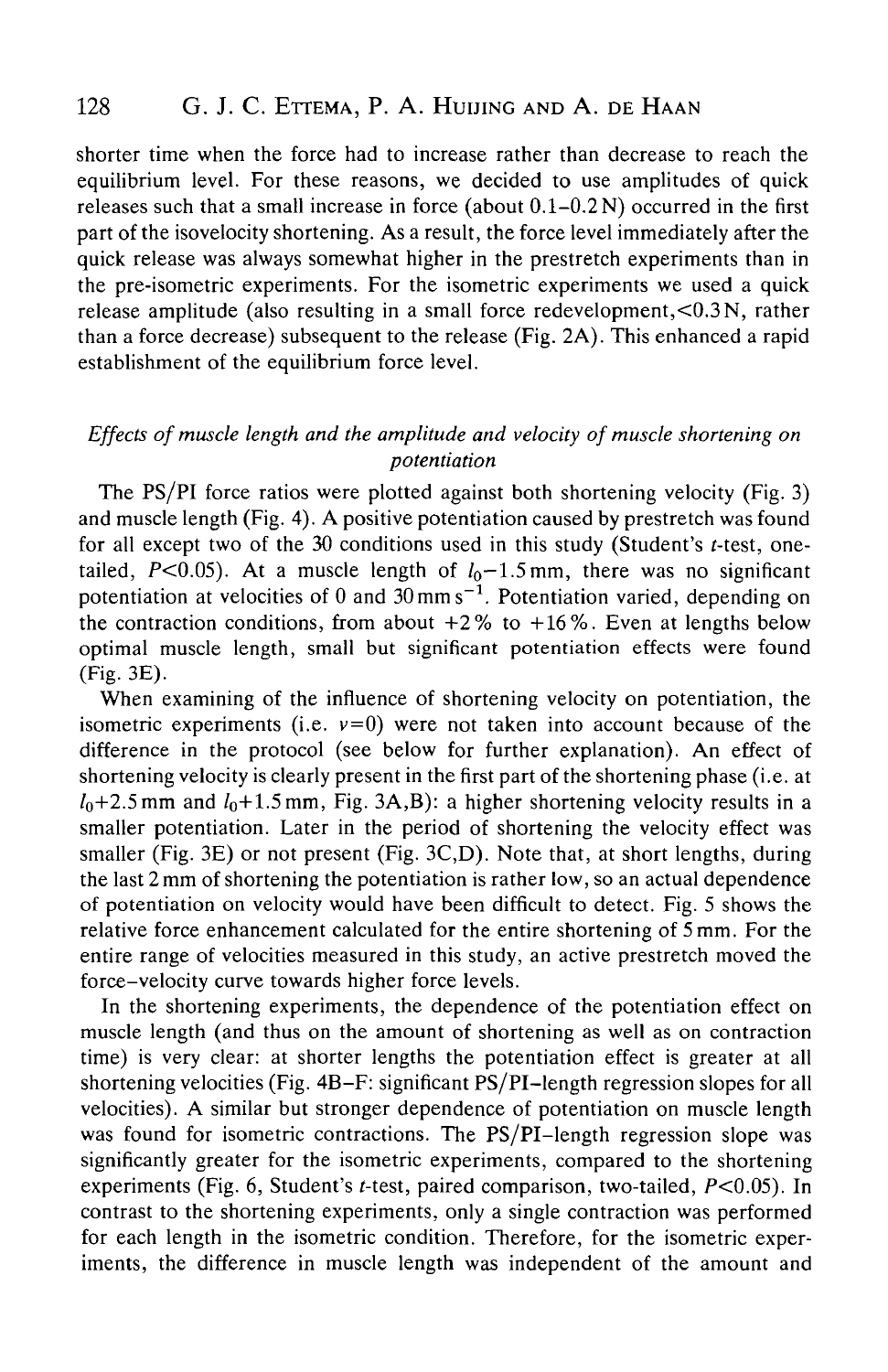shorter time when the force had to increase rather than decrease to reach the equilibrium level. For these reasons, we decided to use amplitudes of quick releases such that a small increase in force (about 0.1–0.2 N) occurred in the first part of the isovelocity shortening. As a result, the force level immediately after the quick release was always somewhat higher in the prestretch experiments than in the pre-isometric experiments. For the isometric experiments we used a quick release amplitude (also resulting in a small force redevelopment, $<$0.3 N, rather than a force decrease) subsequent to the release (Fig. 2A). This enhanced a rapid establishment of the equilibrium force level.

### *Effects of muscle length and the amplitude and velocity of muscle shortening on potentiation*

The PS/PI force ratios were plotted against both shortening velocity (Fig. 3) and muscle length (Fig. 4). A positive potentiation caused by prestretch was found for all except two of the 30 conditions used in this study (Student's *t*-test, one-tailed, $P<0.05$). At a muscle length of $l_0-1.5$ mm, there was no significant potentiation at velocities of 0 and 30 mm s$^{-1}$. Potentiation varied, depending on the contraction conditions, from about +2 % to +16 %. Even at lengths below optimal muscle length, small but significant potentiation effects were found (Fig. 3E).

When examining of the influence of shortening velocity on potentiation, the isometric experiments (i.e. $v=0$) were not taken into account because of the difference in the protocol (see below for further explanation). An effect of shortening velocity is clearly present in the first part of the shortening phase (i.e. at $l_0+2.5$ mm and $l_0+1.5$ mm, Fig. 3A,B): a higher shortening velocity results in a smaller potentiation. Later in the period of shortening the velocity effect was smaller (Fig. 3E) or not present (Fig. 3C,D). Note that, at short lengths, during the last 2 mm of shortening the potentiation is rather low, so an actual dependence of potentiation on velocity would have been difficult to detect. Fig. 5 shows the relative force enhancement calculated for the entire shortening of 5 mm. For the entire range of velocities measured in this study, an active prestretch moved the force–velocity curve towards higher force levels.

In the shortening experiments, the dependence of the potentiation effect on muscle length (and thus on the amount of shortening as well as on contraction time) is very clear: at shorter lengths the potentiation effect is greater at all shortening velocities (Fig. 4B–F: significant PS/PI–length regression slopes for all velocities). A similar but stronger dependence of potentiation on muscle length was found for isometric contractions. The PS/PI–length regression slope was significantly greater for the isometric experiments, compared to the shortening experiments (Fig. 6, Student's *t*-test, paired comparison, two-tailed, $P<0.05$). In contrast to the shortening experiments, only a single contraction was performed for each length in the isometric condition. Therefore, for the isometric experiments, the difference in muscle length was independent of the amount and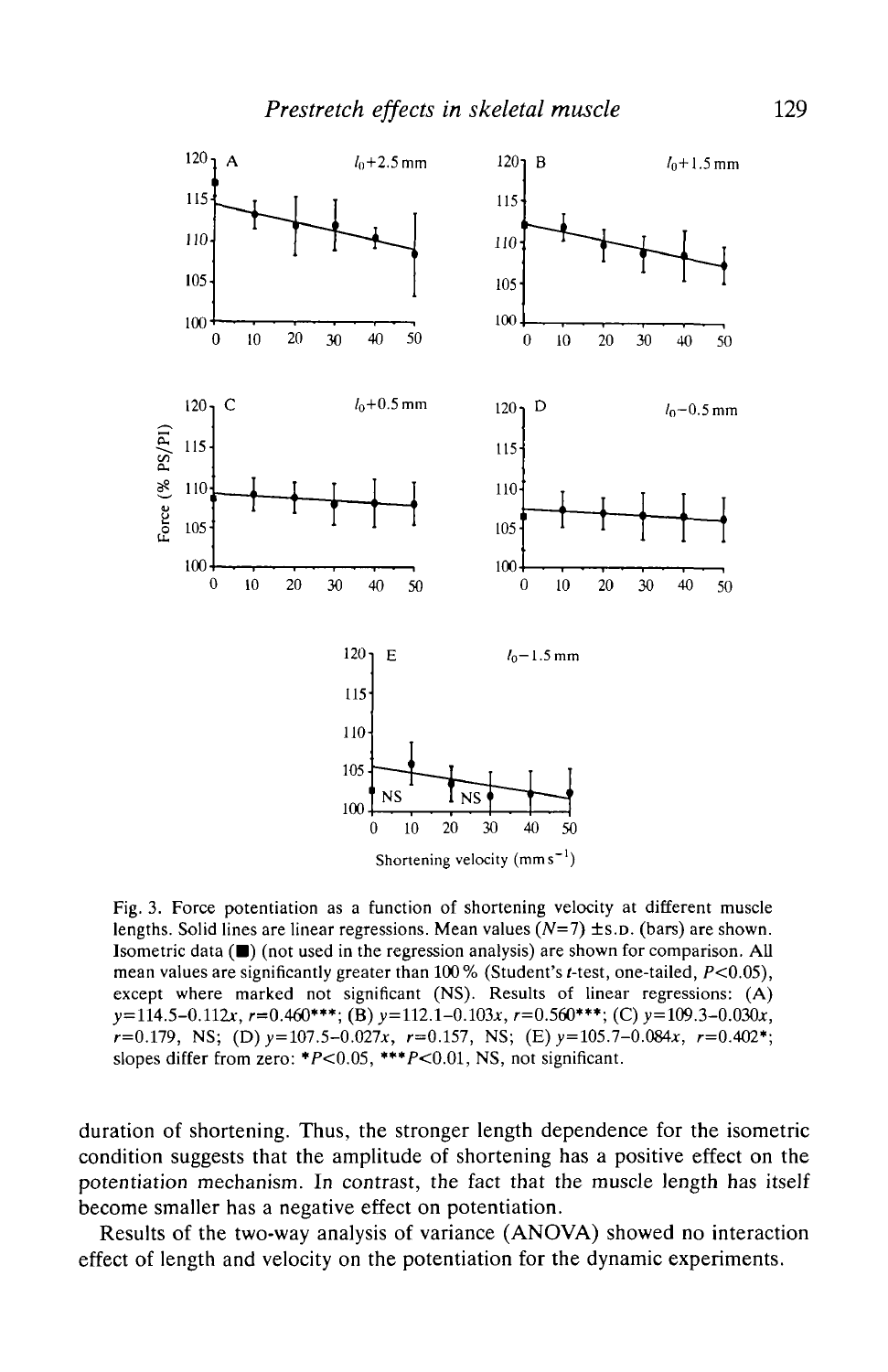Fig. 3. Force potentiation as a function of shortening velocity at different muscle lengths. Solid lines are linear regressions. Mean values ($N$=7) ±S.D. (bars) are shown. Isometric data (■) (not used in the regression analysis) are shown for comparison. All mean values are significantly greater than 100% (Student's $t$-test, one-tailed, $P$<0.05), except where marked not significant (NS). Results of linear regressions: (A) $y$=114.5–0.112$x$, $r$=0.460***; (B) $y$=112.1–0.103$x$, $r$=0.560***; (C) $y$=109.3–0.030$x$, $r$=0.179, NS; (D) $y$=107.5–0.027$x$, $r$=0.157, NS; (E) $y$=105.7–0.084$x$, $r$=0.402*; slopes differ from zero: *$P$<0.05, ***$P$<0.01, NS, not significant.

duration of shortening. Thus, the stronger length dependence for the isometric condition suggests that the amplitude of shortening has a positive effect on the potentiation mechanism. In contrast, the fact that the muscle length has itself become smaller has a negative effect on potentiation.

Results of the two-way analysis of variance (ANOVA) showed no interaction effect of length and velocity on the potentiation for the dynamic experiments.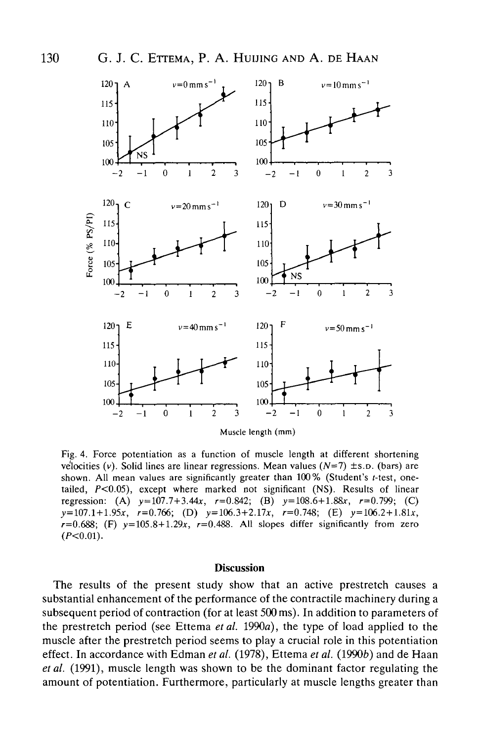Fig. 4. Force potentiation as a function of muscle length at different shortening velocities ($v$). Solid lines are linear regressions. Mean values ($N$=7) ±S.D. (bars) are shown. All mean values are significantly greater than 100% (Student's $t$-test, one-tailed, $P$<0.05), except where marked not significant (NS). Results of linear regression: (A) $y=107.7+3.44x$, $r=0.842$; (B) $y=108.6+1.88x$, $r=0.799$; (C) $y=107.1+1.95x$, $r=0.766$; (D) $y=106.3+2.17x$, $r=0.748$; (E) $y=106.2+1.81x$, $r=0.688$; (F) $y=105.8+1.29x$, $r=0.488$. All slopes differ significantly from zero ($P$<0.01).

## Discussion

The results of the present study show that an active prestretch causes a substantial enhancement of the performance of the contractile machinery during a subsequent period of contraction (for at least 500 ms). In addition to parameters of the prestretch period (see Ettema *et al.* 1990*a*), the type of load applied to the muscle after the prestretch period seems to play a crucial role in this potentiation effect. In accordance with Edman *et al.* (1978), Ettema *et al.* (1990*b*) and de Haan *et al.* (1991), muscle length was shown to be the dominant factor regulating the amount of potentiation. Furthermore, particularly at muscle lengths greater than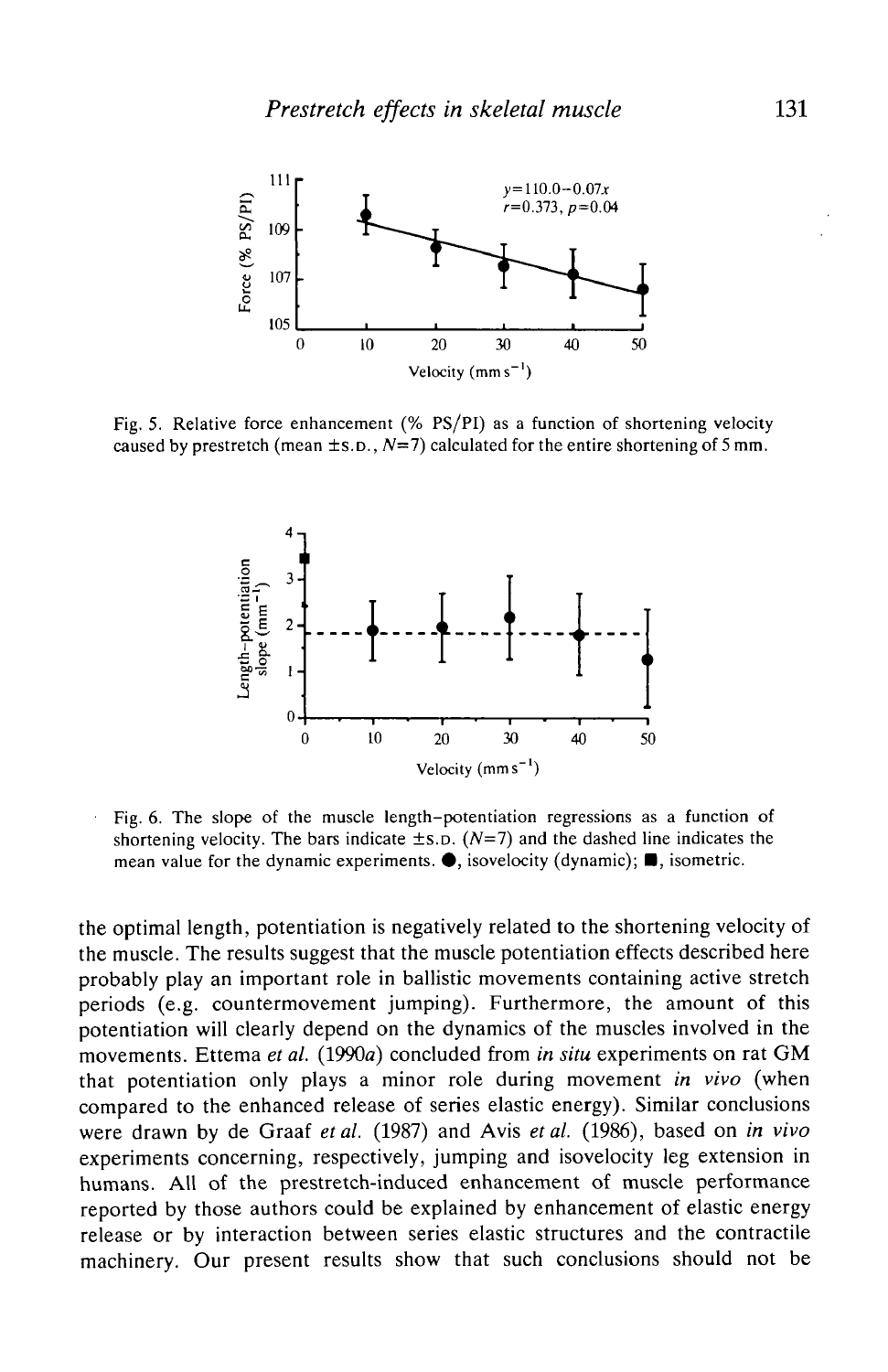Fig. 5. Relative force enhancement (% PS/PI) as a function of shortening velocity caused by prestretch (mean ±S.D., $N$=7) calculated for the entire shortening of 5 mm.

Fig. 6. The slope of the muscle length–potentiation regressions as a function of shortening velocity. The bars indicate ±S.D. ($N$=7) and the dashed line indicates the mean value for the dynamic experiments. ●, isovelocity (dynamic); ■, isometric.

the optimal length, potentiation is negatively related to the shortening velocity of the muscle. The results suggest that the muscle potentiation effects described here probably play an important role in ballistic movements containing active stretch periods (e.g. countermovement jumping). Furthermore, the amount of this potentiation will clearly depend on the dynamics of the muscles involved in the movements. Ettema *et al.* (1990*a*) concluded from *in situ* experiments on rat GM that potentiation only plays a minor role during movement *in vivo* (when compared to the enhanced release of series elastic energy). Similar conclusions were drawn by de Graaf *et al.* (1987) and Avis *et al.* (1986), based on *in vivo* experiments concerning, respectively, jumping and isovelocity leg extension in humans. All of the prestretch-induced enhancement of muscle performance reported by those authors could be explained by enhancement of elastic energy release or by interaction between series elastic structures and the contractile machinery. Our present results show that such conclusions should not be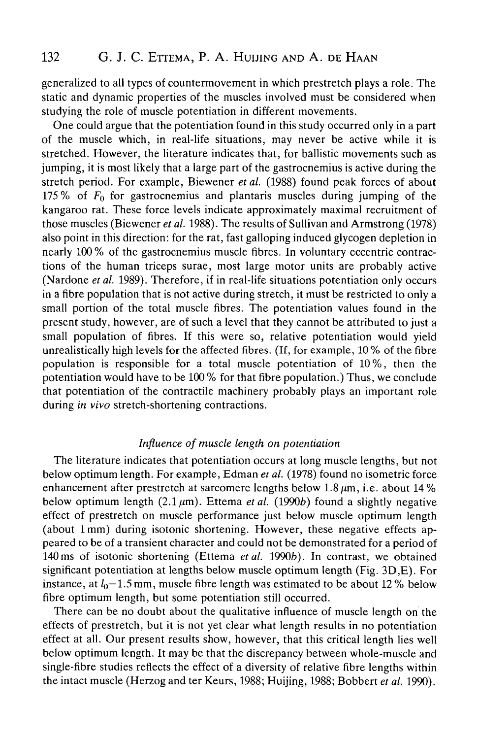generalized to all types of countermovement in which prestretch plays a role. The static and dynamic properties of the muscles involved must be considered when studying the role of muscle potentiation in different movements.

One could argue that the potentiation found in this study occurred only in a part of the muscle which, in real-life situations, may never be active while it is stretched. However, the literature indicates that, for ballistic movements such as jumping, it is most likely that a large part of the gastrocnemius is active during the stretch period. For example, Biewener *et al.* (1988) found peak forces of about 175 % of $F_0$ for gastrocnemius and plantaris muscles during jumping of the kangaroo rat. These force levels indicate approximately maximal recruitment of those muscles (Biewener *et al.* 1988). The results of Sullivan and Armstrong (1978) also point in this direction: for the rat, fast galloping induced glycogen depletion in nearly 100 % of the gastrocnemius muscle fibres. In voluntary eccentric contractions of the human triceps surae, most large motor units are probably active (Nardone *et al.* 1989). Therefore, if in real-life situations potentiation only occurs in a fibre population that is not active during stretch, it must be restricted to only a small portion of the total muscle fibres. The potentiation values found in the present study, however, are of such a level that they cannot be attributed to just a small population of fibres. If this were so, relative potentiation would yield unrealistically high levels for the affected fibres. (If, for example, 10 % of the fibre population is responsible for a total muscle potentiation of 10 %, then the potentiation would have to be 100 % for that fibre population.) Thus, we conclude that potentiation of the contractile machinery probably plays an important role during *in vivo* stretch-shortening contractions.

### *Influence of muscle length on potentiation*

The literature indicates that potentiation occurs at long muscle lengths, but not below optimum length. For example, Edman *et al.* (1978) found no isometric force enhancement after prestretch at sarcomere lengths below 1.8 $\mu$m, i.e. about 14 % below optimum length (2.1 $\mu$m). Ettema *et al.* (1990*b*) found a slightly negative effect of prestretch on muscle performance just below muscle optimum length (about 1 mm) during isotonic shortening. However, these negative effects appeared to be of a transient character and could not be demonstrated for a period of 140 ms of isotonic shortening (Ettema *et al.* 1990*b*). In contrast, we obtained significant potentiation at lengths below muscle optimum length (Fig. 3D,E). For instance, at $l_0-1.5$ mm, muscle fibre length was estimated to be about 12 % below fibre optimum length, but some potentiation still occurred.

There can be no doubt about the qualitative influence of muscle length on the effects of prestretch, but it is not yet clear what length results in no potentiation effect at all. Our present results show, however, that this critical length lies well below optimum length. It may be that the discrepancy between whole-muscle and single-fibre studies reflects the effect of a diversity of relative fibre lengths within the intact muscle (Herzog and ter Keurs, 1988; Huijing, 1988; Bobbert *et al.* 1990).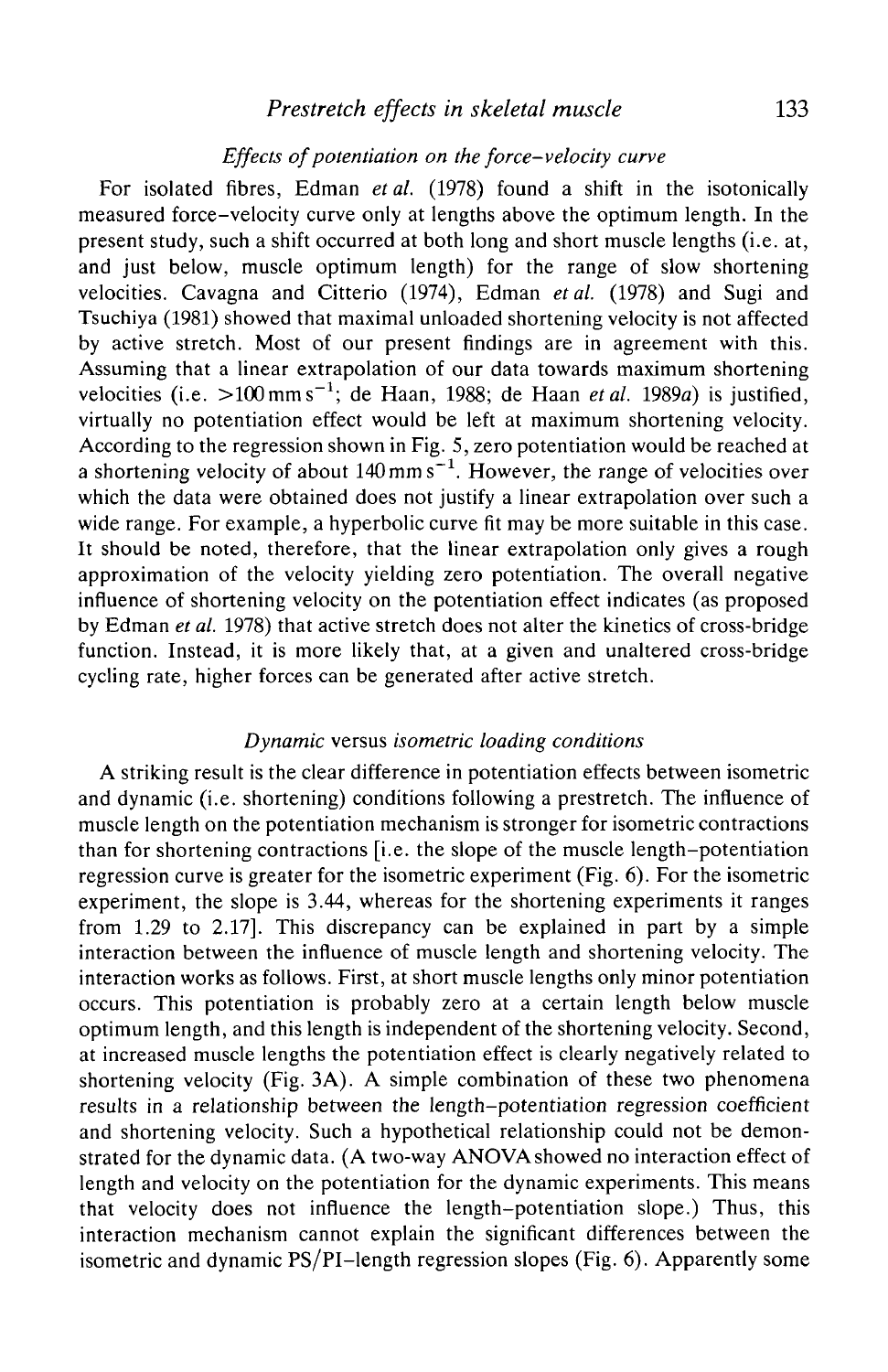### *Effects of potentiation on the force–velocity curve*

For isolated fibres, Edman *et al.* (1978) found a shift in the isotonically measured force–velocity curve only at lengths above the optimum length. In the present study, such a shift occurred at both long and short muscle lengths (i.e. at, and just below, muscle optimum length) for the range of slow shortening velocities. Cavagna and Citterio (1974), Edman *et al.* (1978) and Sugi and Tsuchiya (1981) showed that maximal unloaded shortening velocity is not affected by active stretch. Most of our present findings are in agreement with this. Assuming that a linear extrapolation of our data towards maximum shortening velocities (i.e. $>100\,\text{mm}\,\text{s}^{-1}$; de Haan, 1988; de Haan *et al.* 1989*a*) is justified, virtually no potentiation effect would be left at maximum shortening velocity. According to the regression shown in Fig. 5, zero potentiation would be reached at a shortening velocity of about $140\,\text{mm}\,\text{s}^{-1}$. However, the range of velocities over which the data were obtained does not justify a linear extrapolation over such a wide range. For example, a hyperbolic curve fit may be more suitable in this case. It should be noted, therefore, that the linear extrapolation only gives a rough approximation of the velocity yielding zero potentiation. The overall negative influence of shortening velocity on the potentiation effect indicates (as proposed by Edman *et al.* 1978) that active stretch does not alter the kinetics of cross-bridge function. Instead, it is more likely that, at a given and unaltered cross-bridge cycling rate, higher forces can be generated after active stretch.

### *Dynamic* versus *isometric loading conditions*

A striking result is the clear difference in potentiation effects between isometric and dynamic (i.e. shortening) conditions following a prestretch. The influence of muscle length on the potentiation mechanism is stronger for isometric contractions than for shortening contractions [i.e. the slope of the muscle length–potentiation regression curve is greater for the isometric experiment (Fig. 6). For the isometric experiment, the slope is 3.44, whereas for the shortening experiments it ranges from 1.29 to 2.17]. This discrepancy can be explained in part by a simple interaction between the influence of muscle length and shortening velocity. The interaction works as follows. First, at short muscle lengths only minor potentiation occurs. This potentiation is probably zero at a certain length below muscle optimum length, and this length is independent of the shortening velocity. Second, at increased muscle lengths the potentiation effect is clearly negatively related to shortening velocity (Fig. 3A). A simple combination of these two phenomena results in a relationship between the length–potentiation regression coefficient and shortening velocity. Such a hypothetical relationship could not be demonstrated for the dynamic data. (A two-way ANOVA showed no interaction effect of length and velocity on the potentiation for the dynamic experiments. This means that velocity does not influence the length–potentiation slope.) Thus, this interaction mechanism cannot explain the significant differences between the isometric and dynamic PS/PI–length regression slopes (Fig. 6). Apparently some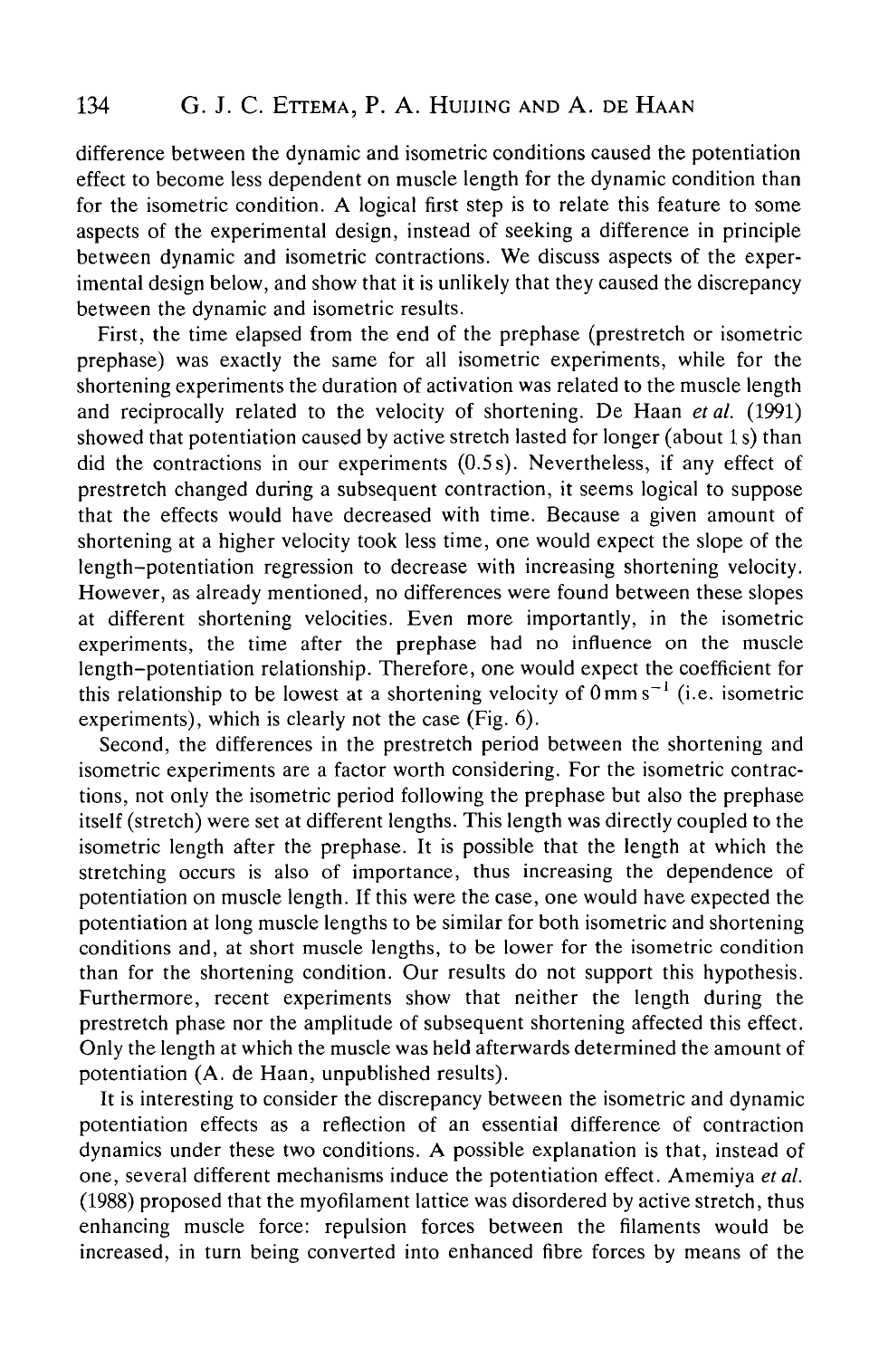difference between the dynamic and isometric conditions caused the potentiation effect to become less dependent on muscle length for the dynamic condition than for the isometric condition. A logical first step is to relate this feature to some aspects of the experimental design, instead of seeking a difference in principle between dynamic and isometric contractions. We discuss aspects of the experimental design below, and show that it is unlikely that they caused the discrepancy between the dynamic and isometric results.

First, the time elapsed from the end of the prephase (prestretch or isometric prephase) was exactly the same for all isometric experiments, while for the shortening experiments the duration of activation was related to the muscle length and reciprocally related to the velocity of shortening. De Haan *et al.* (1991) showed that potentiation caused by active stretch lasted for longer (about 1 s) than did the contractions in our experiments (0.5 s). Nevertheless, if any effect of prestretch changed during a subsequent contraction, it seems logical to suppose that the effects would have decreased with time. Because a given amount of shortening at a higher velocity took less time, one would expect the slope of the length–potentiation regression to decrease with increasing shortening velocity. However, as already mentioned, no differences were found between these slopes at different shortening velocities. Even more importantly, in the isometric experiments, the time after the prephase had no influence on the muscle length–potentiation relationship. Therefore, one would expect the coefficient for this relationship to be lowest at a shortening velocity of $0\,\mathrm{mm\,s^{-1}}$ (i.e. isometric experiments), which is clearly not the case (Fig. 6).

Second, the differences in the prestretch period between the shortening and isometric experiments are a factor worth considering. For the isometric contractions, not only the isometric period following the prephase but also the prephase itself (stretch) were set at different lengths. This length was directly coupled to the isometric length after the prephase. It is possible that the length at which the stretching occurs is also of importance, thus increasing the dependence of potentiation on muscle length. If this were the case, one would have expected the potentiation at long muscle lengths to be similar for both isometric and shortening conditions and, at short muscle lengths, to be lower for the isometric condition than for the shortening condition. Our results do not support this hypothesis. Furthermore, recent experiments show that neither the length during the prestretch phase nor the amplitude of subsequent shortening affected this effect. Only the length at which the muscle was held afterwards determined the amount of potentiation (A. de Haan, unpublished results).

It is interesting to consider the discrepancy between the isometric and dynamic potentiation effects as a reflection of an essential difference of contraction dynamics under these two conditions. A possible explanation is that, instead of one, several different mechanisms induce the potentiation effect. Amemiya *et al.* (1988) proposed that the myofilament lattice was disordered by active stretch, thus enhancing muscle force: repulsion forces between the filaments would be increased, in turn being converted into enhanced fibre forces by means of the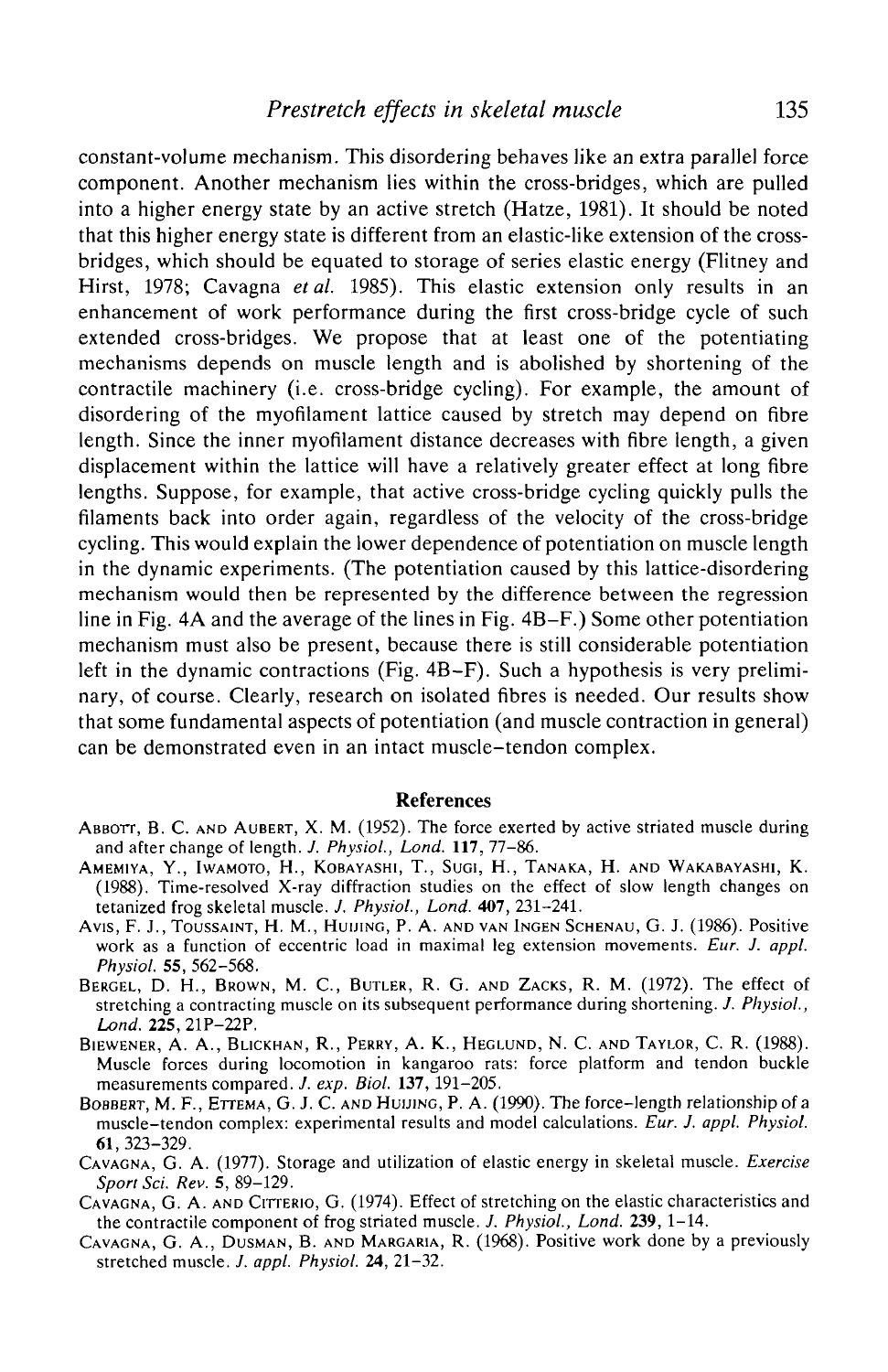constant-volume mechanism. This disordering behaves like an extra parallel force component. Another mechanism lies within the cross-bridges, which are pulled into a higher energy state by an active stretch (Hatze, 1981). It should be noted that this higher energy state is different from an elastic-like extension of the cross-bridges, which should be equated to storage of series elastic energy (Flitney and Hirst, 1978; Cavagna *et al.* 1985). This elastic extension only results in an enhancement of work performance during the first cross-bridge cycle of such extended cross-bridges. We propose that at least one of the potentiating mechanisms depends on muscle length and is abolished by shortening of the contractile machinery (i.e. cross-bridge cycling). For example, the amount of disordering of the myofilament lattice caused by stretch may depend on fibre length. Since the inner myofilament distance decreases with fibre length, a given displacement within the lattice will have a relatively greater effect at long fibre lengths. Suppose, for example, that active cross-bridge cycling quickly pulls the filaments back into order again, regardless of the velocity of the cross-bridge cycling. This would explain the lower dependence of potentiation on muscle length in the dynamic experiments. (The potentiation caused by this lattice-disordering mechanism would then be represented by the difference between the regression line in Fig. 4A and the average of the lines in Fig. 4B–F.) Some other potentiation mechanism must also be present, because there is still considerable potentiation left in the dynamic contractions (Fig. 4B–F). Such a hypothesis is very preliminary, of course. Clearly, research on isolated fibres is needed. Our results show that some fundamental aspects of potentiation (and muscle contraction in general) can be demonstrated even in an intact muscle–tendon complex.

## References

Abbott, B. C. and Aubert, X. M. (1952). The force exerted by active striated muscle during and after change of length. *J. Physiol., Lond.* **117**, 77–86.

Amemiya, Y., Iwamoto, H., Kobayashi, T., Sugi, H., Tanaka, H. and Wakabayashi, K. (1988). Time-resolved X-ray diffraction studies on the effect of slow length changes on tetanized frog skeletal muscle. *J. Physiol., Lond.* **407**, 231–241.

Avis, F. J., Toussaint, H. M., Huijing, P. A. and van Ingen Schenau, G. J. (1986). Positive work as a function of eccentric load in maximal leg extension movements. *Eur. J. appl. Physiol.* **55**, 562–568.

Bergel, D. H., Brown, M. C., Butler, R. G. and Zacks, R. M. (1972). The effect of stretching a contracting muscle on its subsequent performance during shortening. *J. Physiol., Lond.* **225**, 21P–22P.

Biewener, A. A., Blickhan, R., Perry, A. K., Heglund, N. C. and Taylor, C. R. (1988). Muscle forces during locomotion in kangaroo rats: force platform and tendon buckle measurements compared. *J. exp. Biol.* **137**, 191–205.

Bobbert, M. F., Ettema, G. J. C. and Huijing, P. A. (1990). The force–length relationship of a muscle–tendon complex: experimental results and model calculations. *Eur. J. appl. Physiol.* **61**, 323–329.

Cavagna, G. A. (1977). Storage and utilization of elastic energy in skeletal muscle. *Exercise Sport Sci. Rev.* **5**, 89–129.

Cavagna, G. A. and Citterio, G. (1974). Effect of stretching on the elastic characteristics and the contractile component of frog striated muscle. *J. Physiol., Lond.* **239**, 1–14.

Cavagna, G. A., Dusman, B. and Margaria, R. (1968). Positive work done by a previously stretched muscle. *J. appl. Physiol.* **24**, 21–32.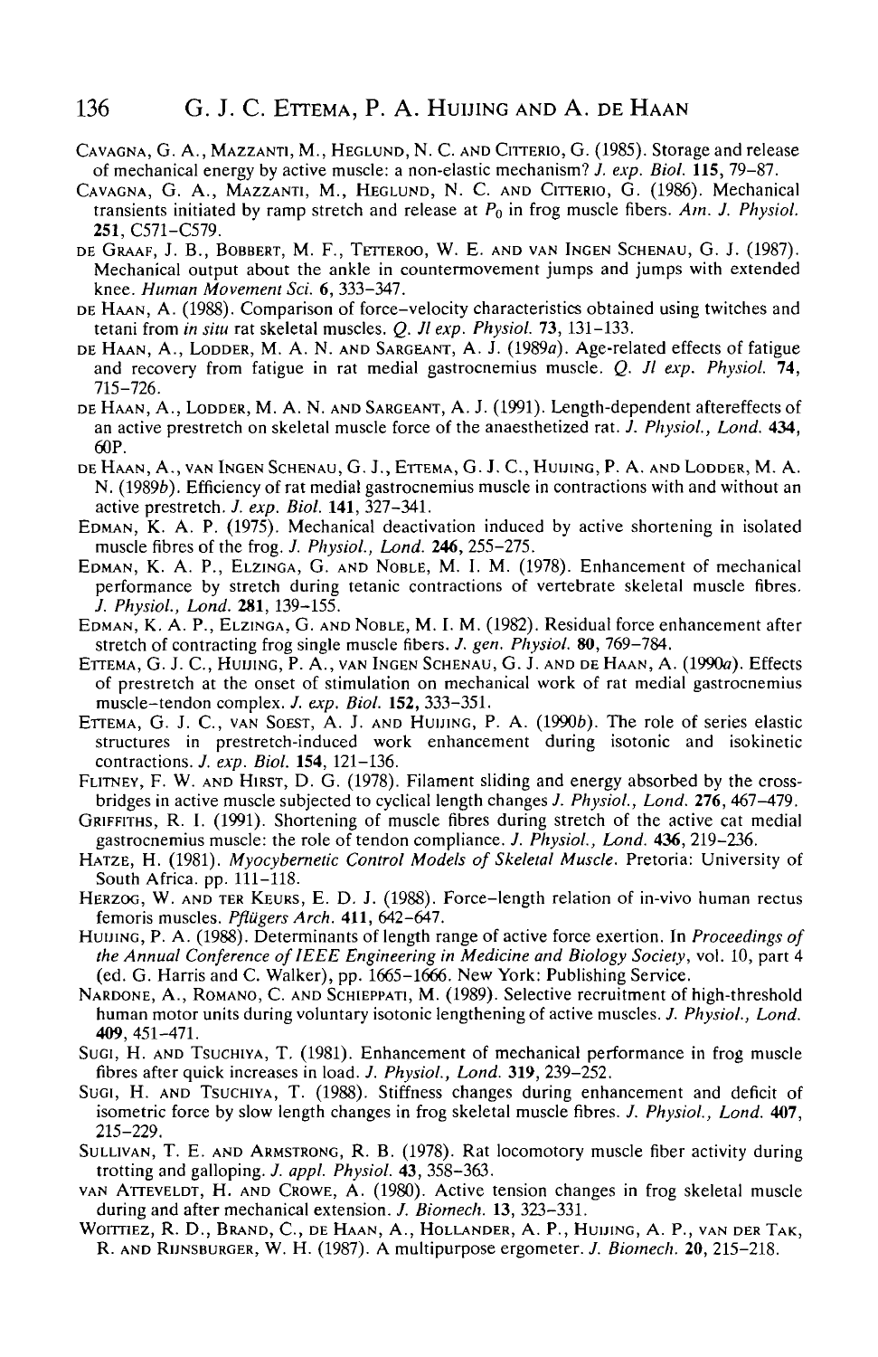Cavagna, G. A., Mazzanti, M., Heglund, N. C. and Citterio, G. (1985). Storage and release of mechanical energy by active muscle: a non-elastic mechanism? *J. exp. Biol.* **115**, 79–87.

Cavagna, G. A., Mazzanti, M., Heglund, N. C. and Citterio, G. (1986). Mechanical transients initiated by ramp stretch and release at $P_0$ in frog muscle fibers. *Am. J. Physiol.* **251**, C571–C579.

de Graaf, J. B., Bobbert, M. F., Tetteroo, W. E. and van Ingen Schenau, G. J. (1987). Mechanical output about the ankle in countermovement jumps and jumps with extended knee. *Human Movement Sci.* **6**, 333–347.

de Haan, A. (1988). Comparison of force–velocity characteristics obtained using twitches and tetani from *in situ* rat skeletal muscles. *Q. Jl exp. Physiol.* **73**, 131–133.

de Haan, A., Lodder, M. A. N. and Sargeant, A. J. (1989*a*). Age-related effects of fatigue and recovery from fatigue in rat medial gastrocnemius muscle. *Q. Jl exp. Physiol.* **74**, 715–726.

de Haan, A., Lodder, M. A. N. and Sargeant, A. J. (1991). Length-dependent aftereffects of an active prestretch on skeletal muscle force of the anaesthetized rat. *J. Physiol., Lond.* **434**, 60P.

de Haan, A., van Ingen Schenau, G. J., Ettema, G. J. C., Huijing, P. A. and Lodder, M. A. N. (1989*b*). Efficiency of rat medial gastrocnemius muscle in contractions with and without an active prestretch. *J. exp. Biol.* **141**, 327–341.

Edman, K. A. P. (1975). Mechanical deactivation induced by active shortening in isolated muscle fibres of the frog. *J. Physiol., Lond.* **246**, 255–275.

Edman, K. A. P., Elzinga, G. and Noble, M. I. M. (1978). Enhancement of mechanical performance by stretch during tetanic contractions of vertebrate skeletal muscle fibres. *J. Physiol., Lond.* **281**, 139–155.

Edman, K. A. P., Elzinga, G. and Noble, M. I. M. (1982). Residual force enhancement after stretch of contracting frog single muscle fibers. *J. gen. Physiol.* **80**, 769–784.

Ettema, G. J. C., Huijing, P. A., van Ingen Schenau, G. J. and de Haan, A. (1990*a*). Effects of prestretch at the onset of stimulation on mechanical work of rat medial gastrocnemius muscle–tendon complex. *J. exp. Biol.* **152**, 333–351.

Ettema, G. J. C., van Soest, A. J. and Huijing, P. A. (1990*b*). The role of series elastic structures in prestretch-induced work enhancement during isotonic and isokinetic contractions. *J. exp. Biol.* **154**, 121–136.

Flitney, F. W. and Hirst, D. G. (1978). Filament sliding and energy absorbed by the cross-bridges in active muscle subjected to cyclical length changes *J. Physiol., Lond.* **276**, 467–479.

Griffiths, R. I. (1991). Shortening of muscle fibres during stretch of the active cat medial gastrocnemius muscle: the role of tendon compliance. *J. Physiol., Lond.* **436**, 219–236.

Hatze, H. (1981). *Myocybernetic Control Models of Skeletal Muscle.* Pretoria: University of South Africa. pp. 111–118.

Herzog, W. and ter Keurs, E. D. J. (1988). Force–length relation of in-vivo human rectus femoris muscles. *Pflügers Arch.* **411**, 642–647.

Huijing, P. A. (1988). Determinants of length range of active force exertion. In *Proceedings of the Annual Conference of IEEE Engineering in Medicine and Biology Society*, vol. 10, part 4 (ed. G. Harris and C. Walker), pp. 1665–1666. New York: Publishing Service.

Nardone, A., Romano, C. and Schieppati, M. (1989). Selective recruitment of high-threshold human motor units during voluntary isotonic lengthening of active muscles. *J. Physiol., Lond.* **409**, 451–471.

Sugi, H. and Tsuchiya, T. (1981). Enhancement of mechanical performance in frog muscle fibres after quick increases in load. *J. Physiol., Lond.* **319**, 239–252.

Sugi, H. and Tsuchiya, T. (1988). Stiffness changes during enhancement and deficit of isometric force by slow length changes in frog skeletal muscle fibres. *J. Physiol., Lond.* **407**, 215–229.

Sullivan, T. E. and Armstrong, R. B. (1978). Rat locomotory muscle fiber activity during trotting and galloping. *J. appl. Physiol.* **43**, 358–363.

van Atteveldt, H. and Crowe, A. (1980). Active tension changes in frog skeletal muscle during and after mechanical extension. *J. Biomech.* **13**, 323–331.

Woittiez, R. D., Brand, C., de Haan, A., Hollander, A. P., Huijing, A. P., van der Tak, R. and Rijnsburger, W. H. (1987). A multipurpose ergometer. *J. Biomech.* **20**, 215–218.